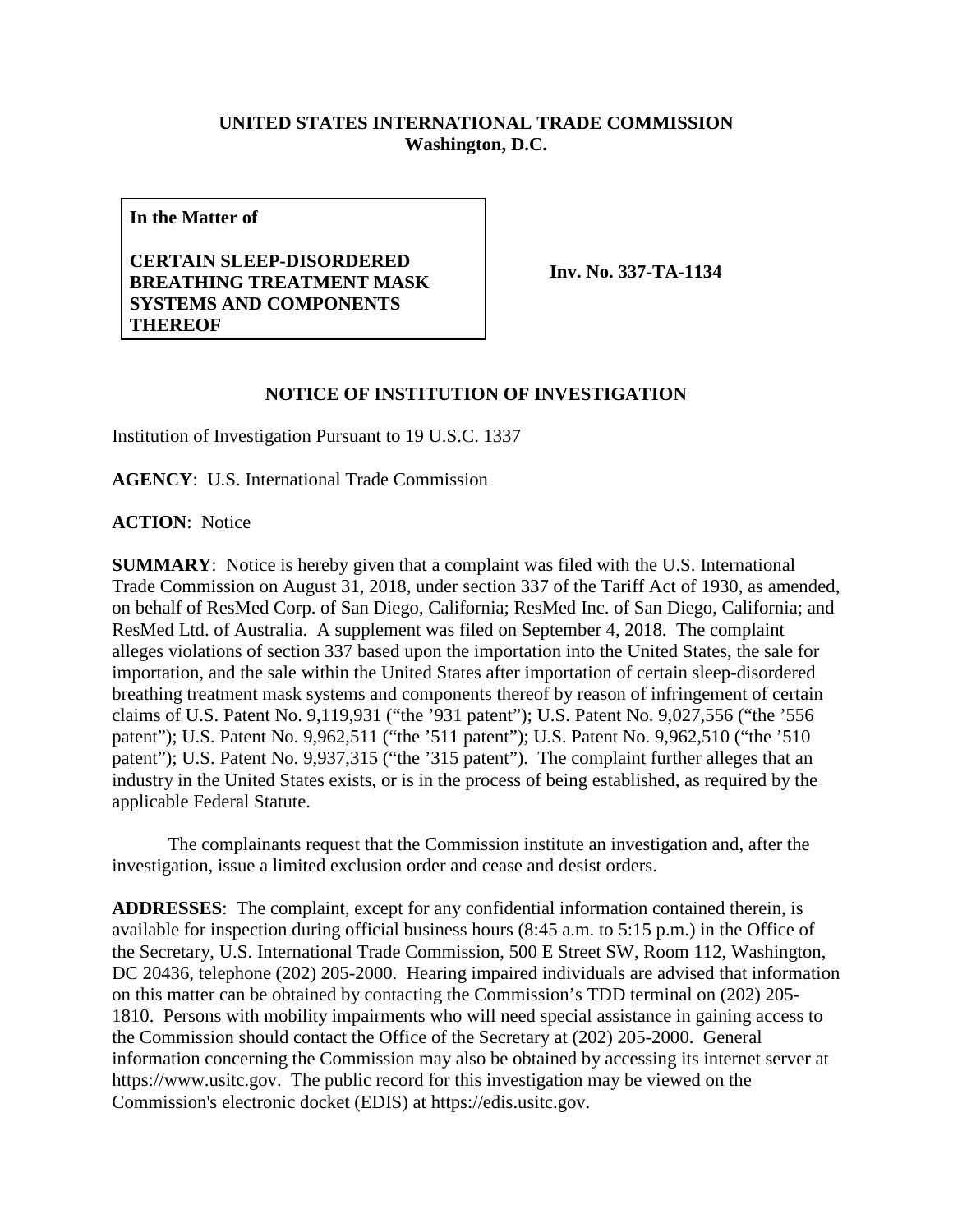**UNITED STATES INTERNATIONAL TRADE COMMISSION**
**Washington, D.C.**

**In the Matter of**

**CERTAIN SLEEP-DISORDERED BREATHING TREATMENT MASK SYSTEMS AND COMPONENTS THEREOF**

**Inv. No. 337-TA-1134**

## NOTICE OF INSTITUTION OF INVESTIGATION

Institution of Investigation Pursuant to 19 U.S.C. 1337

**AGENCY**: U.S. International Trade Commission

**ACTION**: Notice

**SUMMARY**: Notice is hereby given that a complaint was filed with the U.S. International Trade Commission on August 31, 2018, under section 337 of the Tariff Act of 1930, as amended, on behalf of ResMed Corp. of San Diego, California; ResMed Inc. of San Diego, California; and ResMed Ltd. of Australia. A supplement was filed on September 4, 2018. The complaint alleges violations of section 337 based upon the importation into the United States, the sale for importation, and the sale within the United States after importation of certain sleep-disordered breathing treatment mask systems and components thereof by reason of infringement of certain claims of U.S. Patent No. 9,119,931 ("the '931 patent"); U.S. Patent No. 9,027,556 ("the '556 patent"); U.S. Patent No. 9,962,511 ("the '511 patent"); U.S. Patent No. 9,962,510 ("the '510 patent"); U.S. Patent No. 9,937,315 ("the '315 patent"). The complaint further alleges that an industry in the United States exists, or is in the process of being established, as required by the applicable Federal Statute.

The complainants request that the Commission institute an investigation and, after the investigation, issue a limited exclusion order and cease and desist orders.

**ADDRESSES**: The complaint, except for any confidential information contained therein, is available for inspection during official business hours (8:45 a.m. to 5:15 p.m.) in the Office of the Secretary, U.S. International Trade Commission, 500 E Street SW, Room 112, Washington, DC 20436, telephone (202) 205-2000. Hearing impaired individuals are advised that information on this matter can be obtained by contacting the Commission's TDD terminal on (202) 205-1810. Persons with mobility impairments who will need special assistance in gaining access to the Commission should contact the Office of the Secretary at (202) 205-2000. General information concerning the Commission may also be obtained by accessing its internet server at https://www.usitc.gov. The public record for this investigation may be viewed on the Commission's electronic docket (EDIS) at https://edis.usitc.gov.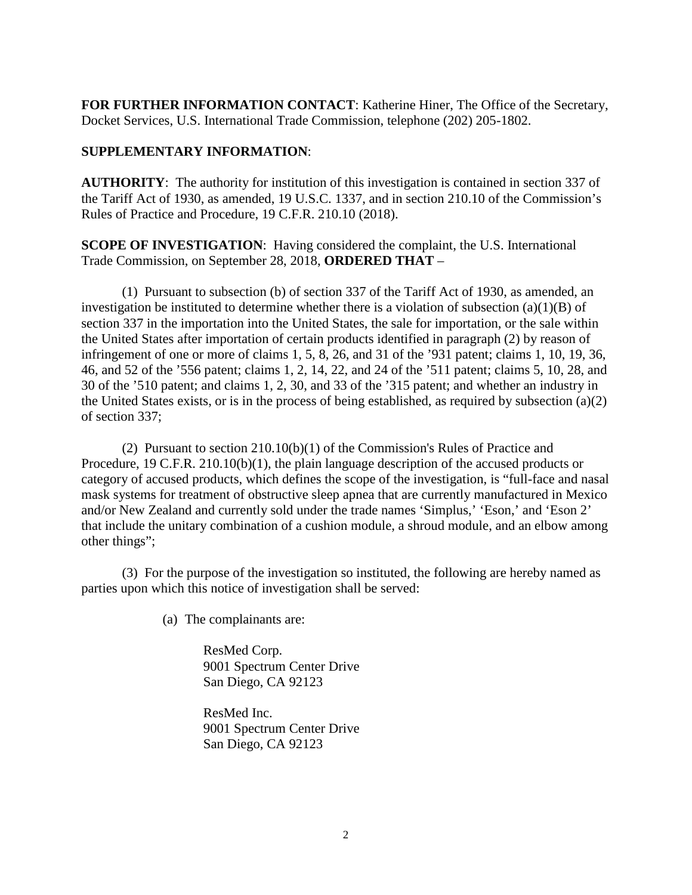**FOR FURTHER INFORMATION CONTACT**: Katherine Hiner, The Office of the Secretary, Docket Services, U.S. International Trade Commission, telephone (202) 205-1802.

**SUPPLEMENTARY INFORMATION**:

**AUTHORITY**: The authority for institution of this investigation is contained in section 337 of the Tariff Act of 1930, as amended, 19 U.S.C. 1337, and in section 210.10 of the Commission's Rules of Practice and Procedure, 19 C.F.R. 210.10 (2018).

**SCOPE OF INVESTIGATION**: Having considered the complaint, the U.S. International Trade Commission, on September 28, 2018, **ORDERED THAT** –

(1) Pursuant to subsection (b) of section 337 of the Tariff Act of 1930, as amended, an investigation be instituted to determine whether there is a violation of subsection (a)(1)(B) of section 337 in the importation into the United States, the sale for importation, or the sale within the United States after importation of certain products identified in paragraph (2) by reason of infringement of one or more of claims 1, 5, 8, 26, and 31 of the '931 patent; claims 1, 10, 19, 36, 46, and 52 of the '556 patent; claims 1, 2, 14, 22, and 24 of the '511 patent; claims 5, 10, 28, and 30 of the '510 patent; and claims 1, 2, 30, and 33 of the '315 patent; and whether an industry in the United States exists, or is in the process of being established, as required by subsection (a)(2) of section 337;

(2) Pursuant to section 210.10(b)(1) of the Commission's Rules of Practice and Procedure, 19 C.F.R. 210.10(b)(1), the plain language description of the accused products or category of accused products, which defines the scope of the investigation, is "full-face and nasal mask systems for treatment of obstructive sleep apnea that are currently manufactured in Mexico and/or New Zealand and currently sold under the trade names 'Simplus,' 'Eson,' and 'Eson 2' that include the unitary combination of a cushion module, a shroud module, and an elbow among other things";

(3) For the purpose of the investigation so instituted, the following are hereby named as parties upon which this notice of investigation shall be served:

(a) The complainants are:

ResMed Corp.
9001 Spectrum Center Drive
San Diego, CA 92123

ResMed Inc.
9001 Spectrum Center Drive
San Diego, CA 92123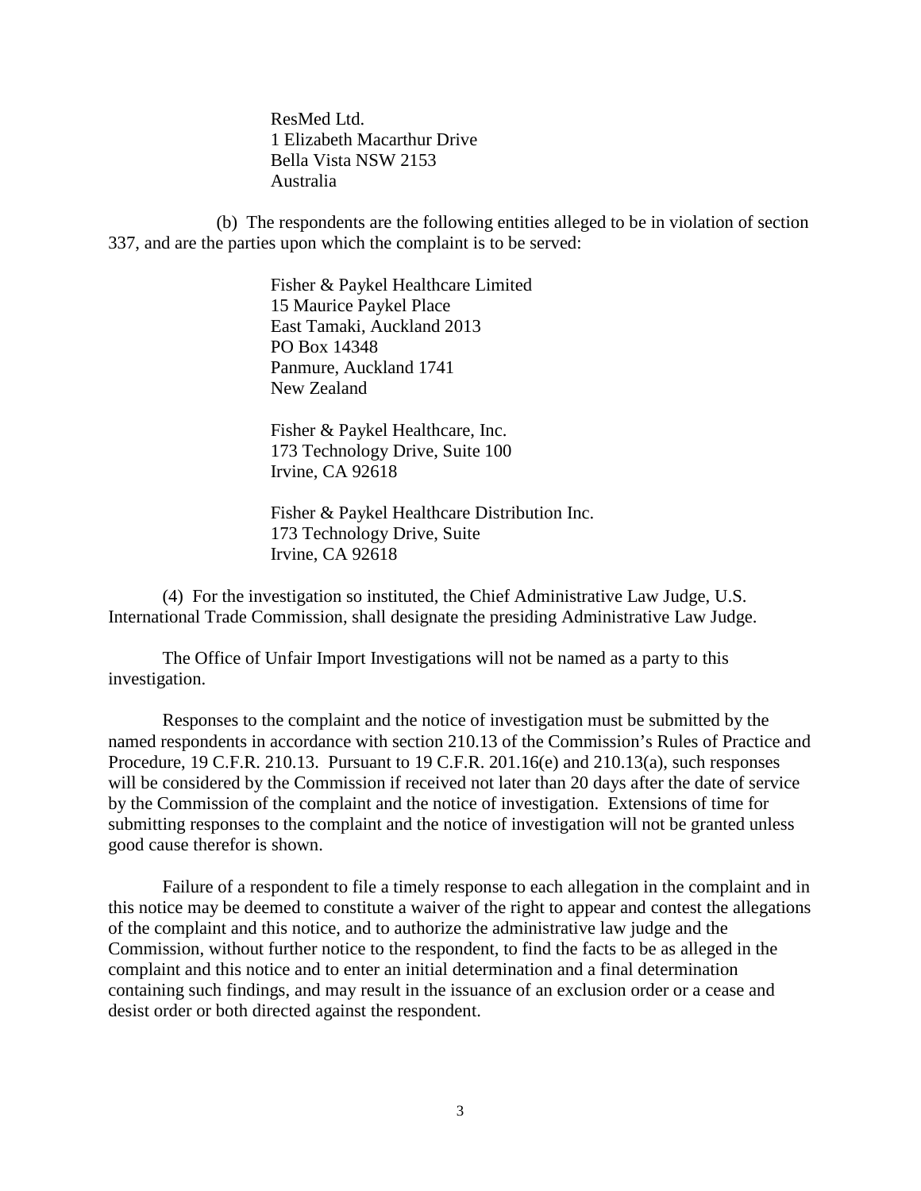ResMed Ltd.
1 Elizabeth Macarthur Drive
Bella Vista NSW 2153
Australia

(b) The respondents are the following entities alleged to be in violation of section 337, and are the parties upon which the complaint is to be served:

Fisher & Paykel Healthcare Limited
15 Maurice Paykel Place
East Tamaki, Auckland 2013
PO Box 14348
Panmure, Auckland 1741
New Zealand

Fisher & Paykel Healthcare, Inc.
173 Technology Drive, Suite 100
Irvine, CA 92618

Fisher & Paykel Healthcare Distribution Inc.
173 Technology Drive, Suite
Irvine, CA 92618

(4) For the investigation so instituted, the Chief Administrative Law Judge, U.S. International Trade Commission, shall designate the presiding Administrative Law Judge.

The Office of Unfair Import Investigations will not be named as a party to this investigation.

Responses to the complaint and the notice of investigation must be submitted by the named respondents in accordance with section 210.13 of the Commission's Rules of Practice and Procedure, 19 C.F.R. 210.13. Pursuant to 19 C.F.R. 201.16(e) and 210.13(a), such responses will be considered by the Commission if received not later than 20 days after the date of service by the Commission of the complaint and the notice of investigation. Extensions of time for submitting responses to the complaint and the notice of investigation will not be granted unless good cause therefor is shown.

Failure of a respondent to file a timely response to each allegation in the complaint and in this notice may be deemed to constitute a waiver of the right to appear and contest the allegations of the complaint and this notice, and to authorize the administrative law judge and the Commission, without further notice to the respondent, to find the facts to be as alleged in the complaint and this notice and to enter an initial determination and a final determination containing such findings, and may result in the issuance of an exclusion order or a cease and desist order or both directed against the respondent.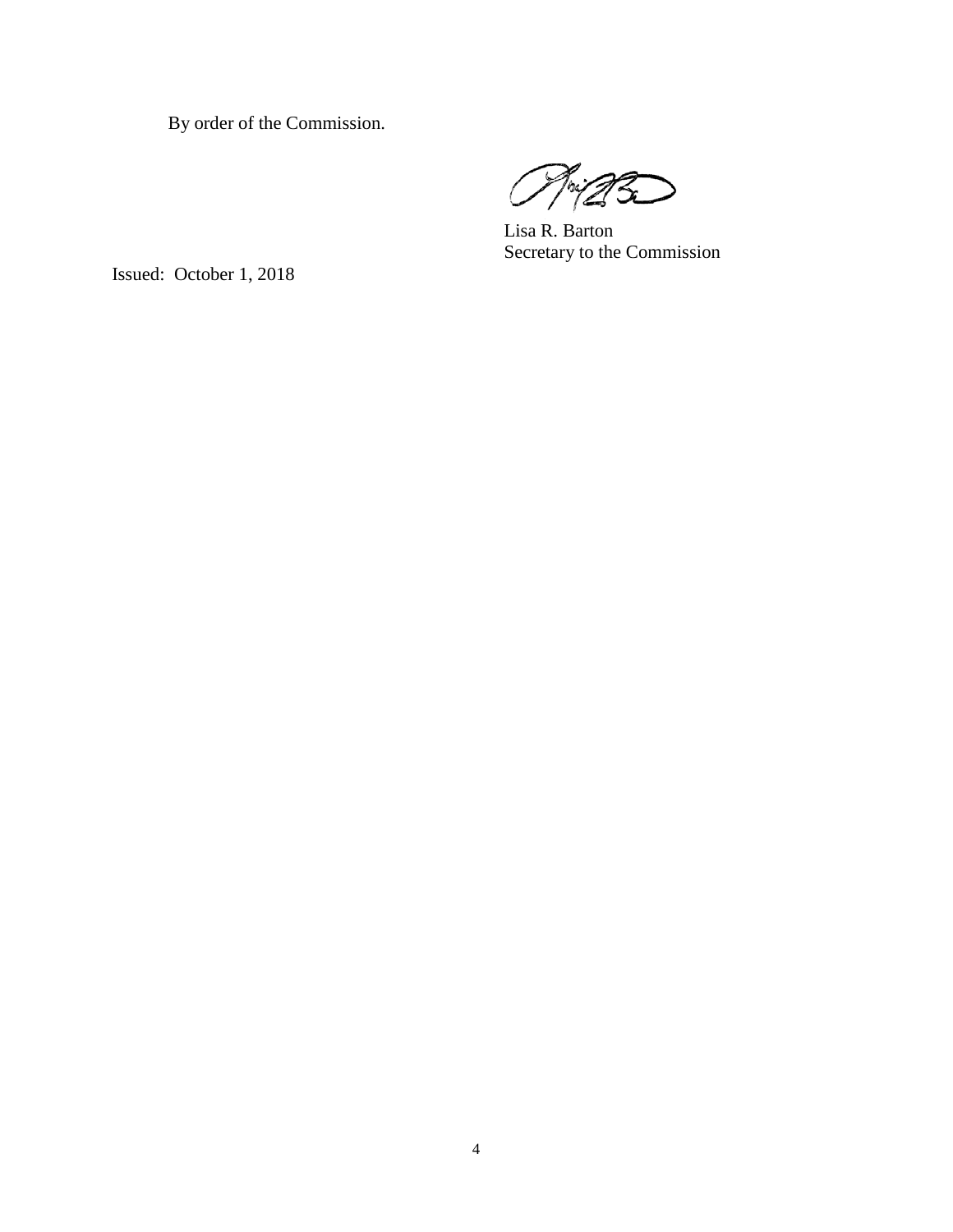By order of the Commission.

Lisa R. Barton
Secretary to the Commission

Issued: October 1, 2018